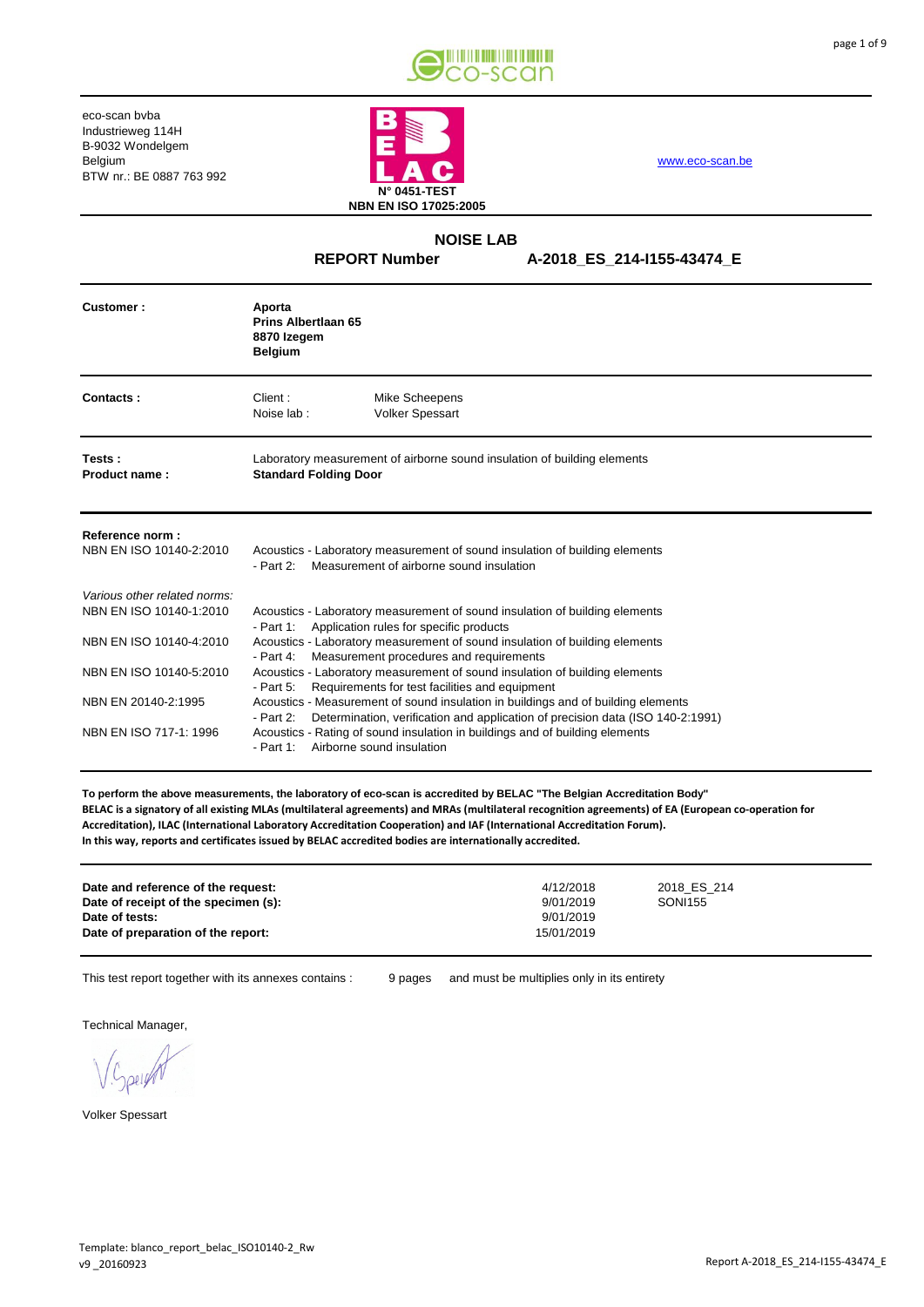eco-scan bvba
Industrieweg 114H
B-9032 Wondelgem
Belgium
BTW nr.: BE 0887 763 992

N° 0451-TEST
NBN EN ISO 17025:2005

www.eco-scan.be

## NOISE LAB

**REPORT Number** **A-2018_ES_214-I155-43474_E**

| | |
|---|---|
| **Customer :** | **Aporta**<br>**Prins Albertlaan 65**<br>**8870 Izegem**<br>**Belgium** |
| **Contacts :** | Client : Mike Scheepens<br>Noise lab : Volker Spessart |
| **Tests :**<br>**Product name :** | Laboratory measurement of airborne sound insulation of building elements<br>**Standard Folding Door** |

**Reference norm :**

| | |
|---|---|
| NBN EN ISO 10140-2:2010 | Acoustics - Laboratory measurement of sound insulation of building elements<br>- Part 2: Measurement of airborne sound insulation |

*Various other related norms:*

| | |
|---|---|
| NBN EN ISO 10140-1:2010 | Acoustics - Laboratory measurement of sound insulation of building elements<br>- Part 1: Application rules for specific products |
| NBN EN ISO 10140-4:2010 | Acoustics - Laboratory measurement of sound insulation of building elements<br>- Part 4: Measurement procedures and requirements |
| NBN EN ISO 10140-5:2010 | Acoustics - Laboratory measurement of sound insulation of building elements<br>- Part 5: Requirements for test facilities and equipment |
| NBN EN 20140-2:1995 | Acoustics - Measurement of sound insulation in buildings and of building elements<br>- Part 2: Determination, verification and application of precision data (ISO 140-2:1991) |
| NBN EN ISO 717-1: 1996 | Acoustics - Rating of sound insulation in buildings and of building elements<br>- Part 1: Airborne sound insulation |

**To perform the above measurements, the laboratory of eco-scan is accredited by BELAC "The Belgian Accreditation Body"**
**BELAC is a signatory of all existing MLAs (multilateral agreements) and MRAs (multilateral recognition agreements) of EA (European co-operation for Accreditation), ILAC (International Laboratory Accreditation Cooperation) and IAF (International Accreditation Forum).**
**In this way, reports and certificates issued by BELAC accredited bodies are internationally accredited.**

| | | |
|---|---|---|
| **Date and reference of the request:** | 4/12/2018 | 2018_ES_214 |
| **Date of receipt of the specimen (s):** | 9/01/2019 | SONI155 |
| **Date of tests:** | 9/01/2019 | |
| **Date of preparation of the report:** | 15/01/2019 | |

This test report together with its annexes contains : 9 pages and must be multiplies only in its entirety

Technical Manager,

Volker Spessart

Template: blanco_report_belac_ISO10140-2_Rw
v9 _20160923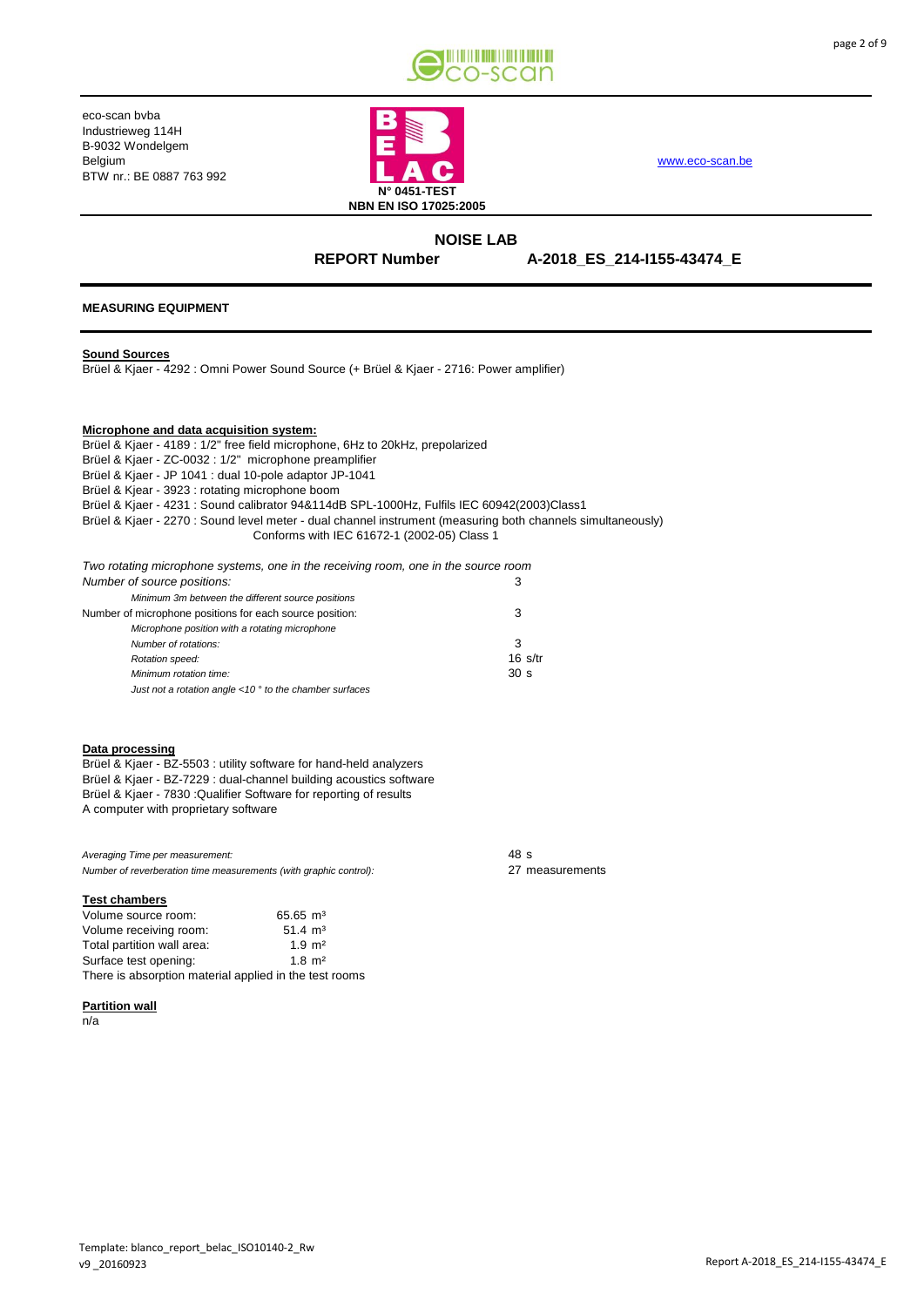eco-scan bvba
Industrieweg 114H
B-9032 Wondelgem
Belgium
BTW nr.: BE 0887 763 992

N° 0451-TEST
NBN EN ISO 17025:2005

www.eco-scan.be

## NOISE LAB

**REPORT Number A-2018_ES_214-I155-43474_E**

### MEASURING EQUIPMENT

**Sound Sources**

Brüel & Kjaer - 4292 : Omni Power Sound Source (+ Brüel & Kjaer - 2716: Power amplifier)

**Microphone and data acquisition system:**

Brüel & Kjaer - 4189 : 1/2" free field microphone, 6Hz to 20kHz, prepolarized
Brüel & Kjaer - ZC-0032 : 1/2" microphone preamplifier
Brüel & Kjaer - JP 1041 : dual 10-pole adaptor JP-1041
Brüel & Kjaer - 3923 : rotating microphone boom
Brüel & Kjaer - 4231 : Sound calibrator 94&114dB SPL-1000Hz, Fulfils IEC 60942(2003)Class1
Brüel & Kjaer - 2270 : Sound level meter - dual channel instrument (measuring both channels simultaneously)
Conforms with IEC 61672-1 (2002-05) Class 1

*Two rotating microphone systems, one in the receiving room, one in the source room*

| | |
|---|---|
| *Number of source positions:* | 3 |
| *Minimum 3m between the different source positions* | |
| Number of microphone positions for each source position: | 3 |
| *Microphone position with a rotating microphone* | |
| *Number of rotations:* | 3 |
| *Rotation speed:* | 16 s/tr |
| *Minimum rotation time:* | 30 s |
| *Just not a rotation angle <10 ° to the chamber surfaces* | |

**Data processing**

Brüel & Kjaer - BZ-5503 : utility software for hand-held analyzers
Brüel & Kjaer - BZ-7229 : dual-channel building acoustics software
Brüel & Kjaer - 7830 :Qualifier Software for reporting of results
A computer with proprietary software

| | |
|---|---|
| *Averaging Time per measurement:* | 48 s |
| *Number of reverberation time measurements (with graphic control):* | 27 measurements |

**Test chambers**

| | |
|---|---|
| Volume source room: | 65.65 m³ |
| Volume receiving room: | 51.4 m³ |
| Total partition wall area: | 1.9 m² |
| Surface test opening: | 1.8 m² |

There is absorption material applied in the test rooms

**Partition wall**

n/a

Template: blanco_report_belac_ISO10140-2_Rw
v9 _20160923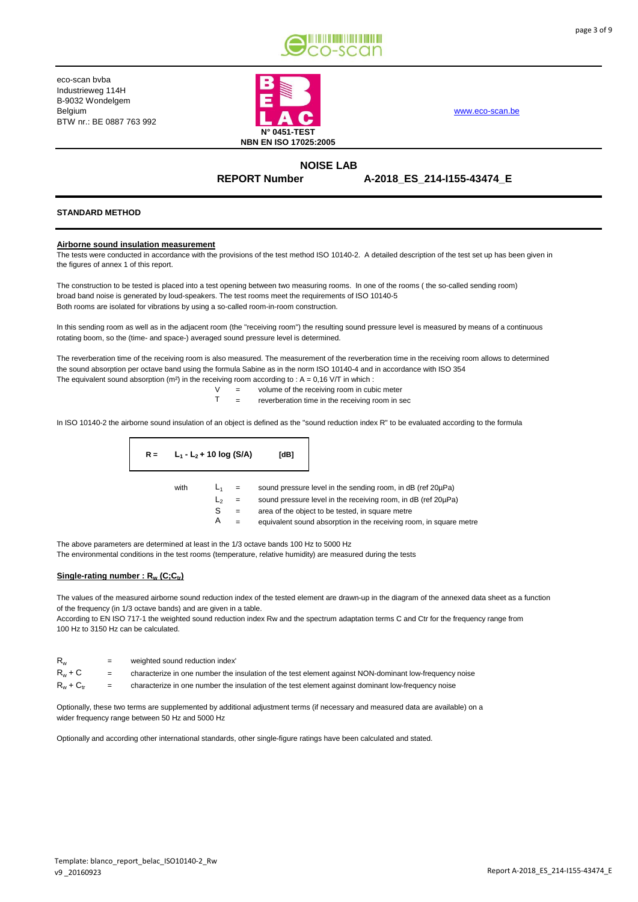eco-scan bvba
Industrieweg 114H
B-9032 Wondelgem
Belgium
BTW nr.: BE 0887 763 992

N° 0451-TEST
NBN EN ISO 17025:2005

www.eco-scan.be

## NOISE LAB

**REPORT Number** **A-2018_ES_214-I155-43474_E**

### STANDARD METHOD

#### Airborne sound insulation measurement

The tests were conducted in accordance with the provisions of the test method ISO 10140-2. A detailed description of the test set up has been given in the figures of annex 1 of this report.

The construction to be tested is placed into a test opening between two measuring rooms. In one of the rooms ( the so-called sending room) broad band noise is generated by loud-speakers. The test rooms meet the requirements of ISO 10140-5
Both rooms are isolated for vibrations by using a so-called room-in-room construction.

In this sending room as well as in the adjacent room (the "receiving room") the resulting sound pressure level is measured by means of a continuous rotating boom, so the (time- and space-) averaged sound pressure level is determined.

The reverberation time of the receiving room is also measured. The measurement of the reverberation time in the receiving room allows to determined the sound absorption per octave band using the formula Sabine as in the norm ISO 10140-4 and in accordance with ISO 354
The equivalent sound absorption (m²) in the receiving room according to : $A = 0{,}16\ V/T$ in which :

$V$ = volume of the receiving room in cubic meter
$T$ = reverberation time in the receiving room in sec

In ISO 10140-2 the airborne sound insulation of an object is defined as the "sound reduction index R" to be evaluated according to the formula

$$R = L_1 - L_2 + 10 \log (S/A) \quad \text{[dB]}$$

with
$L_1$ = sound pressure level in the sending room, in dB (ref 20µPa)
$L_2$ = sound pressure level in the receiving room, in dB (ref 20µPa)
$S$ = area of the object to be tested, in square metre
$A$ = equivalent sound absorption in the receiving room, in square metre

The above parameters are determined at least in the 1/3 octave bands 100 Hz to 5000 Hz
The environmental conditions in the test rooms (temperature, relative humidity) are measured during the tests

#### Single-rating number : $R_w$ $(C;C_{tr})$

The values of the measured airborne sound reduction index of the tested element are drawn-up in the diagram of the annexed data sheet as a function of the frequency (in 1/3 octave bands) and are given in a table.
According to EN ISO 717-1 the weighted sound reduction index Rw and the spectrum adaptation terms C and Ctr for the frequency range from 100 Hz to 3150 Hz can be calculated.

$R_w$ = weighted sound reduction index'
$R_w + C$ = characterize in one number the insulation of the test element against NON-dominant low-frequency noise
$R_w + C_{tr}$ = characterize in one number the insulation of the test element against dominant low-frequency noise

Optionally, these two terms are supplemented by additional adjustment terms (if necessary and measured data are available) on a wider frequency range between 50 Hz and 5000 Hz

Optionally and according other international standards, other single-figure ratings have been calculated and stated.

Template: blanco_report_belac_ISO10140-2_Rw
v9 _20160923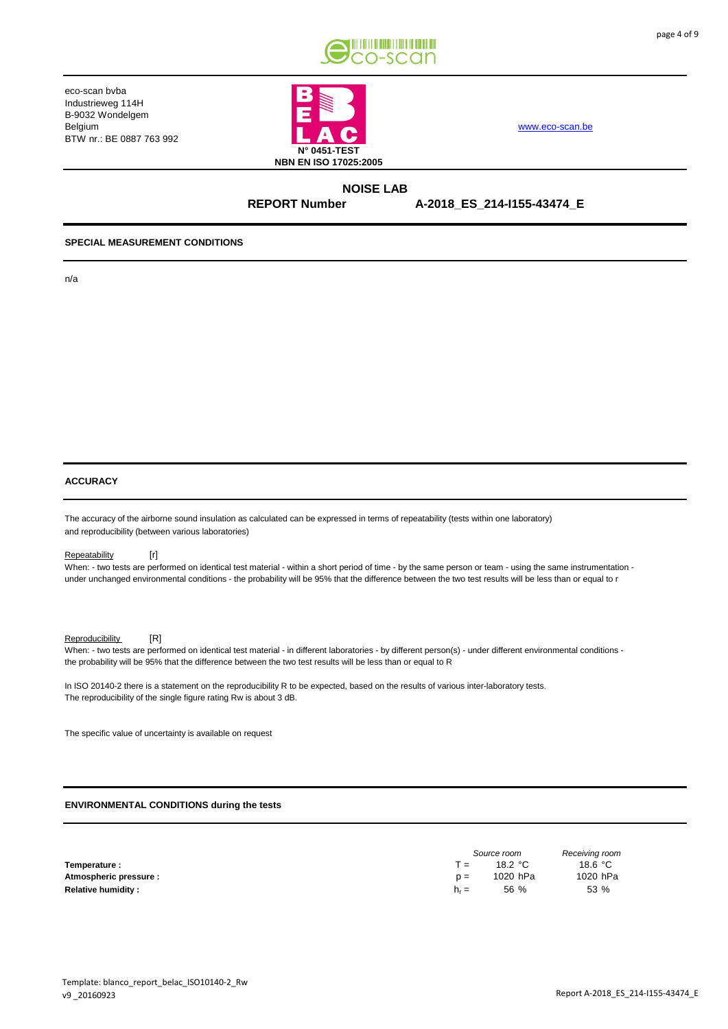eco-scan bvba
Industrieweg 114H
B-9032 Wondelgem
Belgium
BTW nr.: BE 0887 763 992

N° 0451-TEST
NBN EN ISO 17025:2005

www.eco-scan.be

## NOISE LAB

**REPORT Number** **A-2018_ES_214-I155-43474_E**

### SPECIAL MEASUREMENT CONDITIONS

n/a

### ACCURACY

The accuracy of the airborne sound insulation as calculated can be expressed in terms of repeatability (tests within one laboratory) and reproducibility (between various laboratories)

Repeatability [r]

When: - two tests are performed on identical test material - within a short period of time - by the same person or team - using the same instrumentation - under unchanged environmental conditions - the probability will be 95% that the difference between the two test results will be less than or equal to r

Reproducibility [R]

When: - two tests are performed on identical test material - in different laboratories - by different person(s) - under different environmental conditions - the probability will be 95% that the difference between the two test results will be less than or equal to R

In ISO 20140-2 there is a statement on the reproducibility R to be expected, based on the results of various inter-laboratory tests.
The reproducibility of the single figure rating Rw is about 3 dB.

The specific value of uncertainty is available on request

### ENVIRONMENTAL CONDITIONS during the tests

| | | *Source room* | *Receiving room* |
|---|---|---|---|
| **Temperature :** | T = | 18.2 °C | 18.6 °C |
| **Atmospheric pressure :** | p = | 1020 hPa | 1020 hPa |
| **Relative humidity :** | $h_r$ = | 56 % | 53 % |

Template: blanco_report_belac_ISO10140-2_Rw
v9 _20160923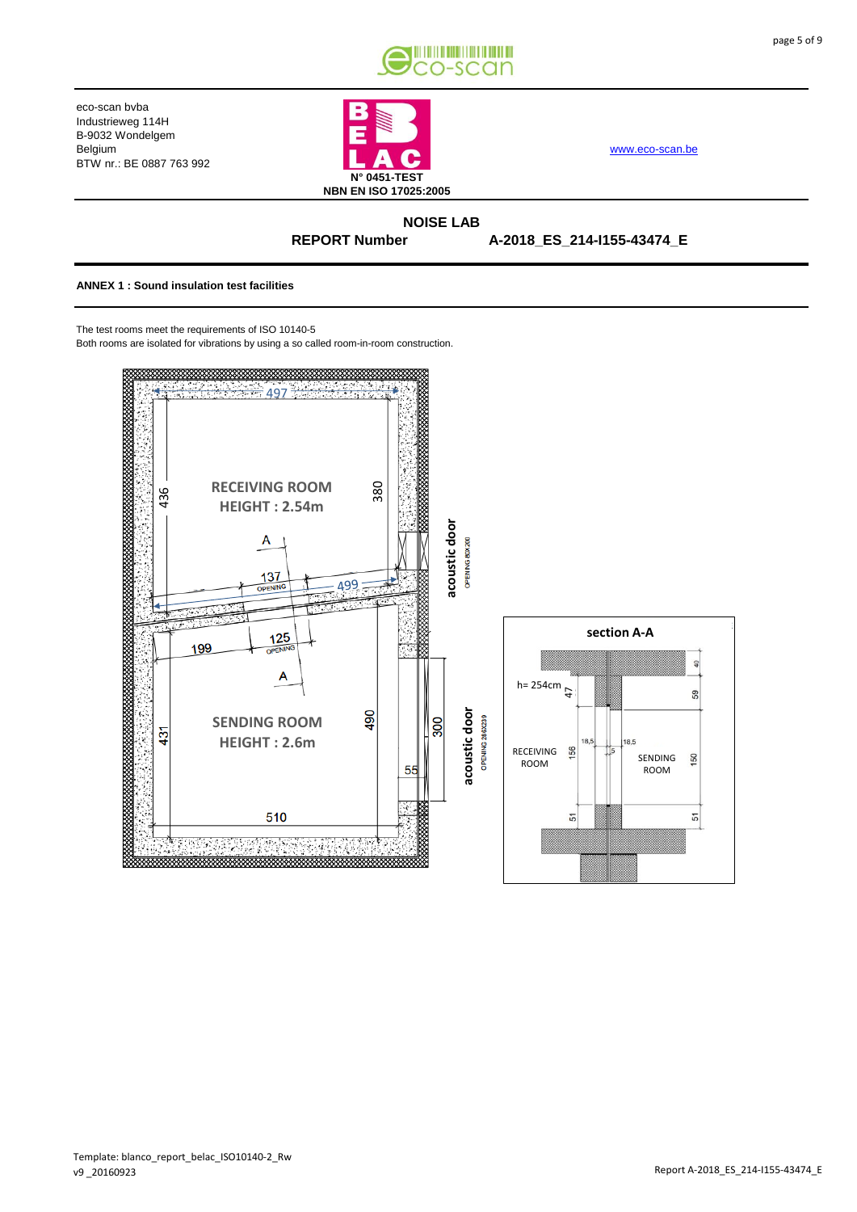eco-scan bvba
Industrieweg 114H
B-9032 Wondelgem
Belgium
BTW nr.: BE 0887 763 992

N° 0451-TEST
NBN EN ISO 17025:2005

www.eco-scan.be

**NOISE LAB**

**REPORT Number** **A-2018_ES_214-I155-43474_E**

**ANNEX 1 : Sound insulation test facilities**

The test rooms meet the requirements of ISO 10140-5
Both rooms are isolated for vibrations by using a so called room-in-room construction.

RECEIVING ROOM
HEIGHT : 2.54m

SENDING ROOM
HEIGHT : 2.6m

acoustic door
OPENING 80X200

acoustic door
OPENING 286X239

497, 436, 380, 137 OPENING, 499, 125 OPENING, 199, 431, 490, 300, 55, 510

**section A-A**

h= 254cm

RECEIVING ROOM

SENDING ROOM

40, 59, 47, 18,5, 18,5, 5, 156, 150, 51, 51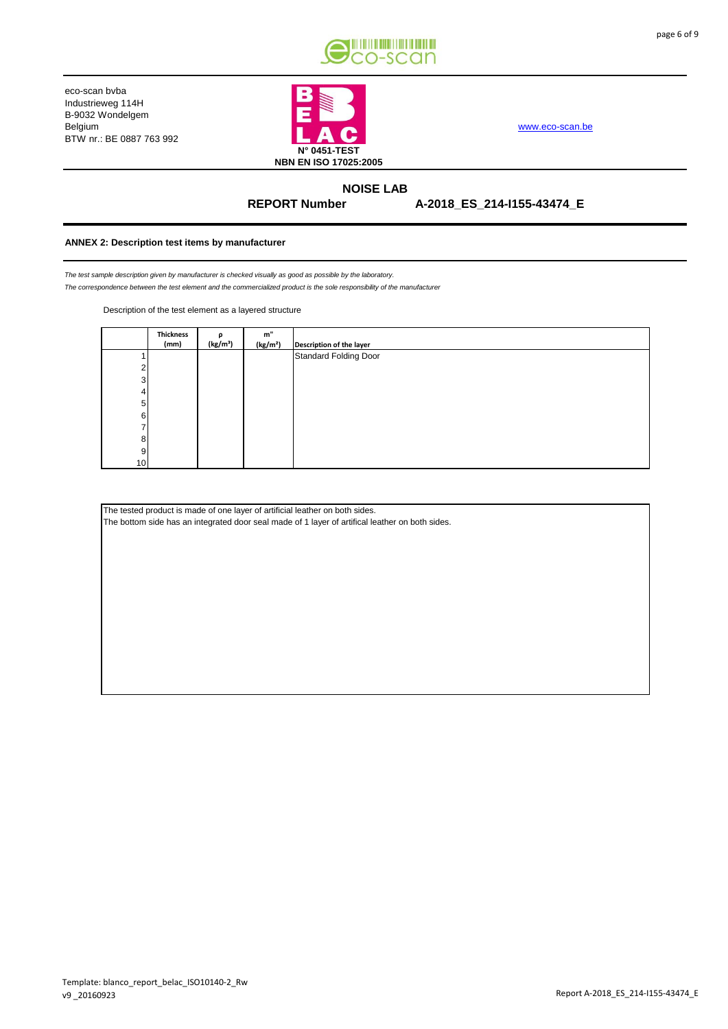eco-scan bvba
Industrieweg 114H
B-9032 Wondelgem
Belgium
BTW nr.: BE 0887 763 992

N° 0451-TEST
NBN EN ISO 17025:2005

www.eco-scan.be

## NOISE LAB

**REPORT Number** **A-2018_ES_214-I155-43474_E**

**ANNEX 2: Description test items by manufacturer**

*The test sample description given by manufacturer is checked visually as good as possible by the laboratory.*
*The correspondence between the test element and the commercialized product is the sole responsibility of the manufacturer*

Description of the test element as a layered structure

| | Thickness (mm) | ρ (kg/m³) | m'' (kg/m²) | Description of the layer |
|---|---|---|---|---|
| 1 | | | | Standard Folding Door |
| 2 | | | | |
| 3 | | | | |
| 4 | | | | |
| 5 | | | | |
| 6 | | | | |
| 7 | | | | |
| 8 | | | | |
| 9 | | | | |
| 10 | | | | |

The tested product is made of one layer of artificial leather on both sides.
The bottom side has an integrated door seal made of 1 layer of artifical leather on both sides.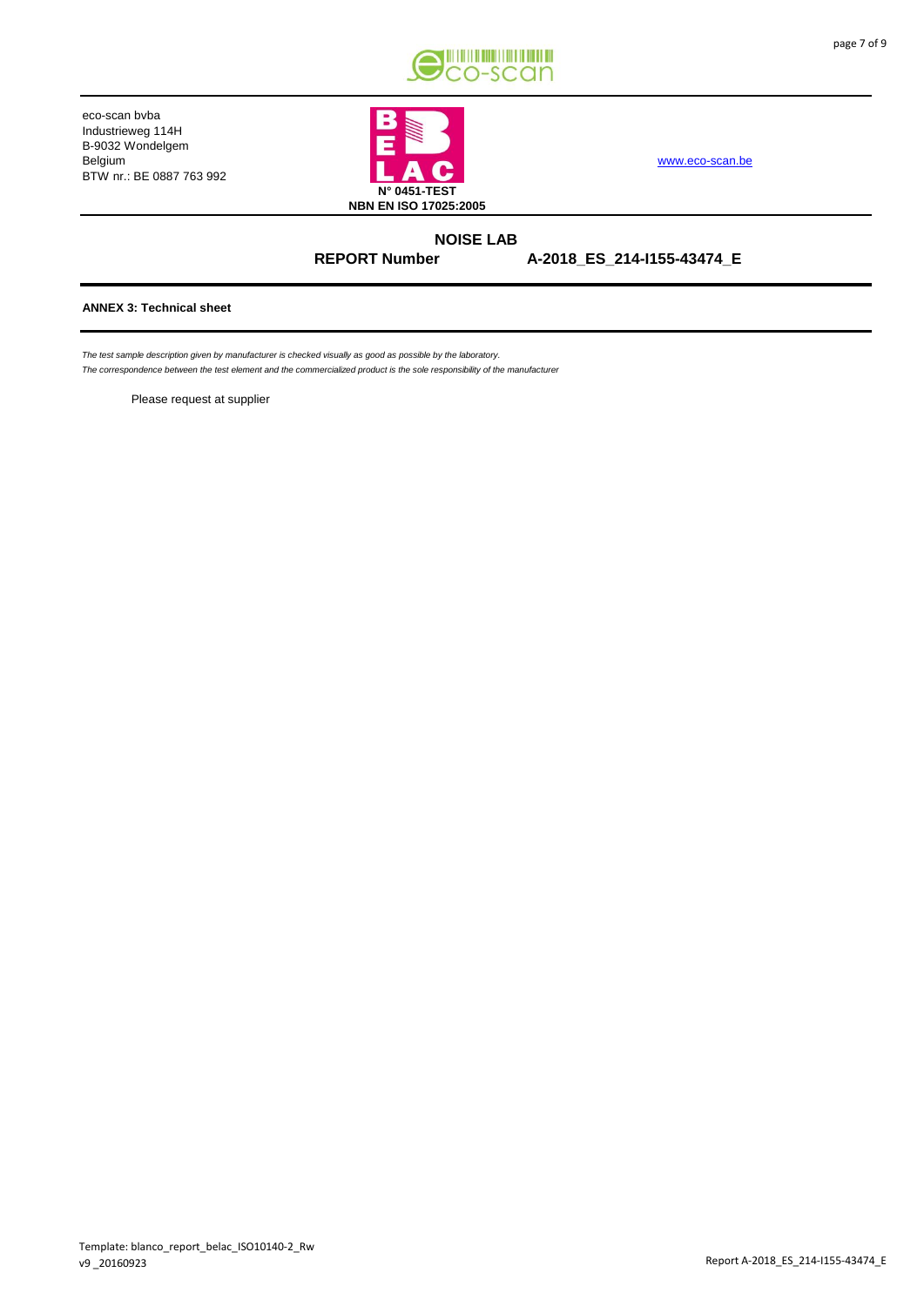eco-scan bvba
Industrieweg 114H
B-9032 Wondelgem
Belgium
BTW nr.: BE 0887 763 992

N° 0451-TEST
NBN EN ISO 17025:2005

www.eco-scan.be

**NOISE LAB**

**REPORT Number A-2018_ES_214-I155-43474_E**

**ANNEX 3: Technical sheet**

*The test sample description given by manufacturer is checked visually as good as possible by the laboratory.*
*The correspondence between the test element and the commercialized product is the sole responsibility of the manufacturer*

Please request at supplier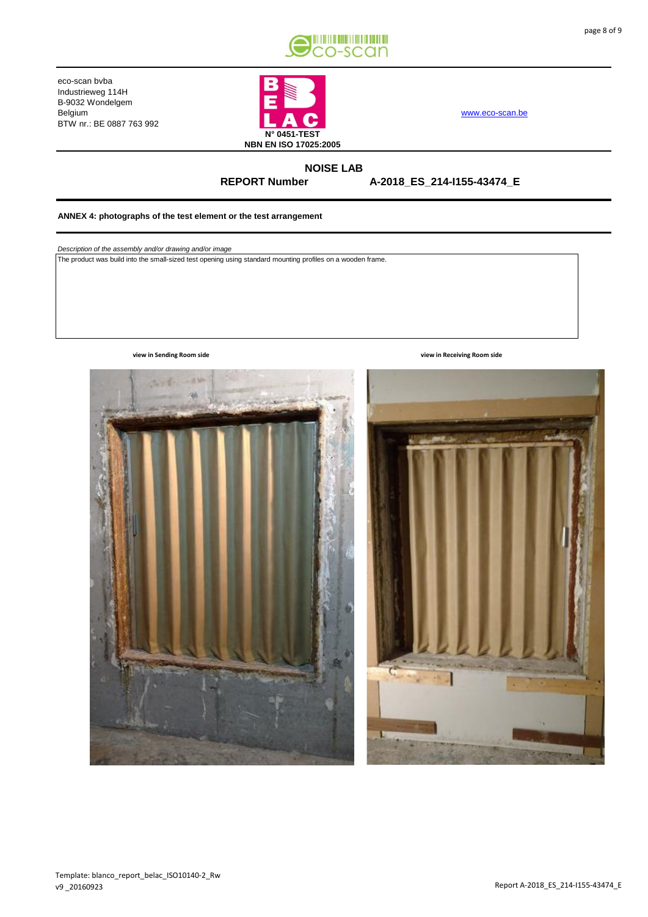eco-scan bvba
Industrieweg 114H
B-9032 Wondelgem
Belgium
BTW nr.: BE 0887 763 992

N° 0451-TEST
NBN EN ISO 17025:2005

www.eco-scan.be

## NOISE LAB

**REPORT Number** **A-2018_ES_214-I155-43474_E**

**ANNEX 4: photographs of the test element or the test arrangement**

*Description of the assembly and/or drawing and/or image*

The product was build into the small-sized test opening using standard mounting profiles on a wooden frame.

**view in Sending Room side**

**view in Receiving Room side**

Template: blanco_report_belac_ISO10140-2_Rw v9 _20160923

Report A-2018_ES_214-I155-43474_E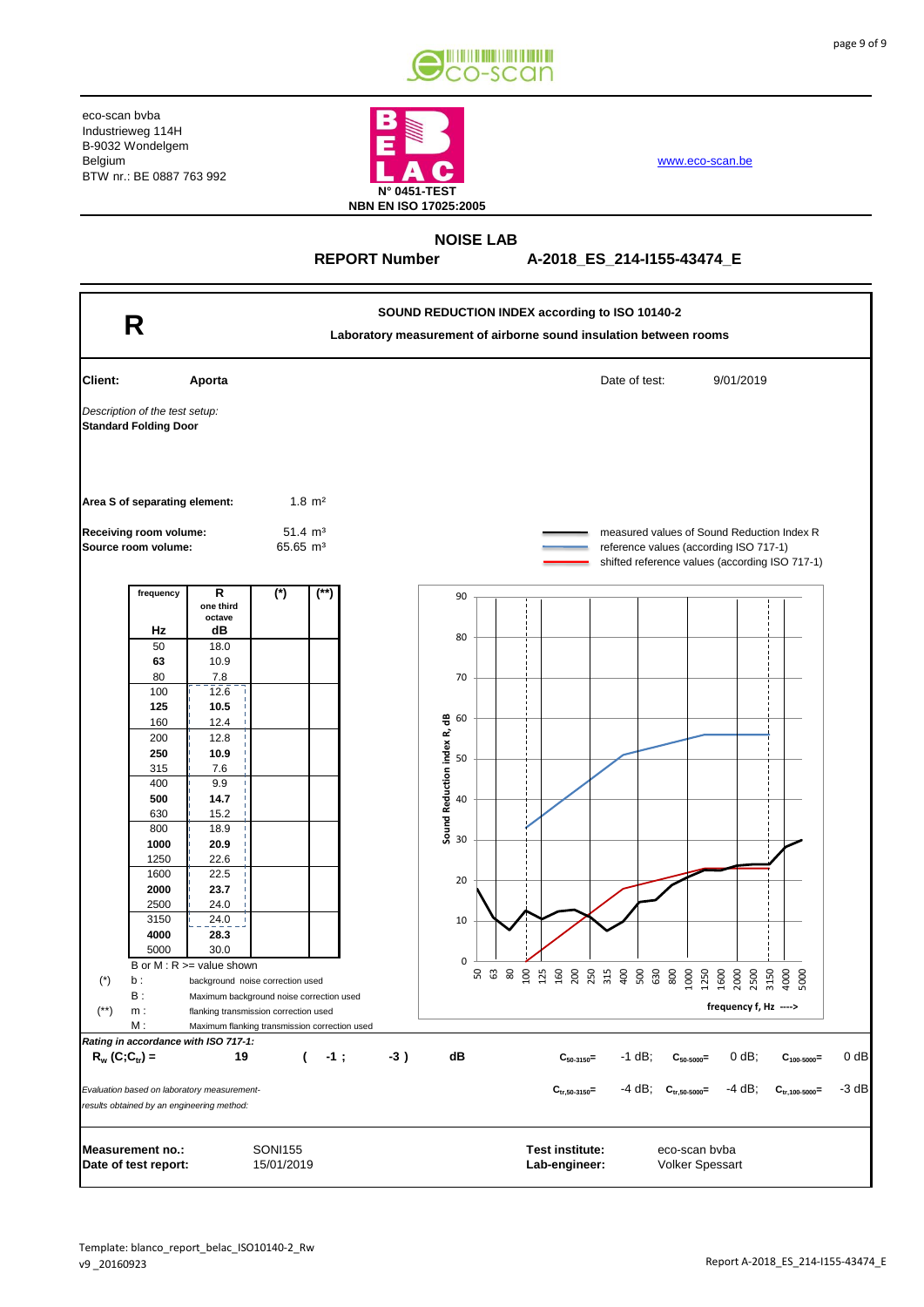eco-scan bvba
Industrieweg 114H
B-9032 Wondelgem
Belgium
BTW nr.: BE 0887 763 992

N° 0451-TEST
NBN EN ISO 17025:2005

www.eco-scan.be

## NOISE LAB

**REPORT Number** **A-2018_ES_214-I155-43474_E**

# R

**SOUND REDUCTION INDEX according to ISO 10140-2**

**Laboratory measurement of airborne sound insulation between rooms**

**Client:** **Aporta**

Date of test: 9/01/2019

*Description of the test setup:*
**Standard Folding Door**

**Area S of separating element:** 1.8 m²

**Receiving room volume:** 51.4 m³
**Source room volume:** 65.65 m³

measured values of Sound Reduction Index R
reference values (according ISO 717-1)
shifted reference values (according ISO 717-1)

| frequency Hz | R one third octave dB | (*) | (**) |
|---|---|---|---|
| 50 | 18.0 | | |
| **63** | 10.9 | | |
| 80 | 7.8 | | |
| 100 | 12.6 | | |
| **125** | **10.5** | | |
| 160 | 12.4 | | |
| 200 | 12.8 | | |
| **250** | **10.9** | | |
| 315 | 7.6 | | |
| 400 | 9.9 | | |
| **500** | **14.7** | | |
| 630 | 15.2 | | |
| 800 | 18.9 | | |
| **1000** | **20.9** | | |
| 1250 | 22.6 | | |
| 1600 | 22.5 | | |
| **2000** | **23.7** | | |
| 2500 | 24.0 | | |
| 3150 | 24.0 | | |
| **4000** | **28.3** | | |
| 5000 | 30.0 | | |

B or M : R >= value shown

(*) b : background noise correction used
B : Maximum background noise correction used
(**) m : flanking transmission correction used
M : Maximum flanking transmission correction used

Sound Reduction Index R, dB
0
10
20
30
40
50
60
70
80
90
50 63 80 100 125 160 200 250 315 400 500 630 800 1000 1250 1600 2000 2500 3150 4000 5000
frequency f, Hz ---->

*Rating in accordance with ISO 717-1:*

**$R_w$ ($C$;$C_{tr}$) =** **19** **( -1 ; -3 )** **dB**

$C_{50\text{-}3150}$= -1 dB; $C_{50\text{-}5000}$= 0 dB; $C_{100\text{-}5000}$= 0 dB

$C_{tr,50\text{-}3150}$= -4 dB; $C_{tr,50\text{-}5000}$= -4 dB; $C_{tr,100\text{-}5000}$= -3 dB

*Evaluation based on laboratory measurement-*
*results obtained by an engineering method:*

**Measurement no.:** SONI155
**Date of test report:** 15/01/2019

**Test institute:** eco-scan bvba
**Lab-engineer:** Volker Spessart

Template: blanco_report_belac_ISO10140-2_Rw
v9 _20160923